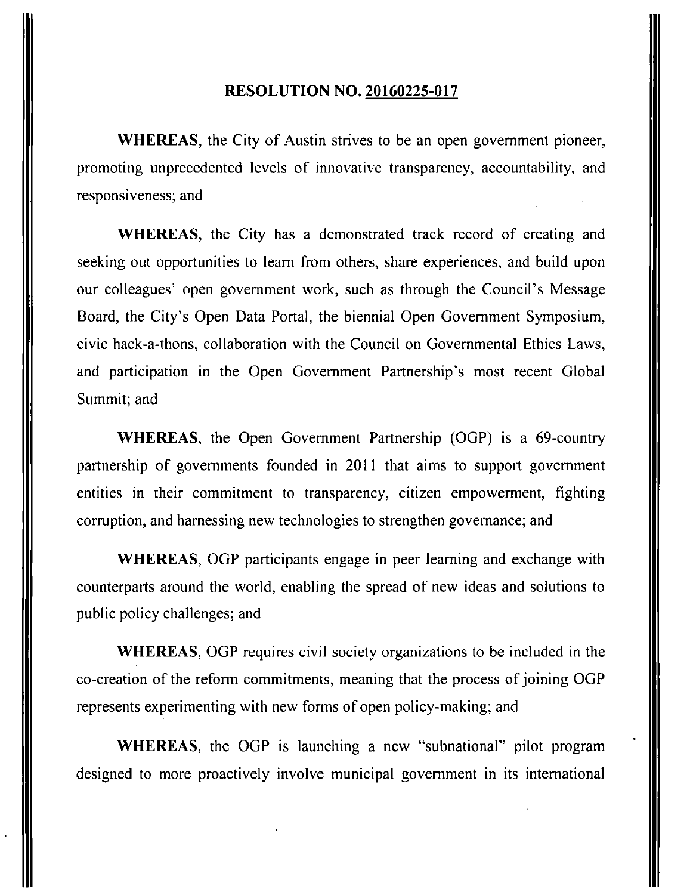# RESOLUTION NO. 20160225-017

**WHEREAS**, the City of Austin strives to be an open government pioneer, promoting unprecedented levels of innovative transparency, accountability, and responsiveness; and

**WHEREAS**, the City has a demonstrated track record of creating and seeking out opportunities to learn from others, share experiences, and build upon our colleagues' open government work, such as through the Council's Message Board, the City's Open Data Portal, the biennial Open Government Symposium, civic hack-a-thons, collaboration with the Council on Governmental Ethics Laws, and participation in the Open Government Partnership's most recent Global Summit; and

**WHEREAS**, the Open Government Partnership (OGP) is a 69-country partnership of governments founded in 2011 that aims to support government entities in their commitment to transparency, citizen empowerment, fighting corruption, and harnessing new technologies to strengthen governance; and

**WHEREAS**, OGP participants engage in peer learning and exchange with counterparts around the world, enabling the spread of new ideas and solutions to public policy challenges; and

**WHEREAS**, OGP requires civil society organizations to be included in the co-creation of the reform commitments, meaning that the process of joining OGP represents experimenting with new forms of open policy-making; and

**WHEREAS**, the OGP is launching a new "subnational" pilot program designed to more proactively involve municipal government in its international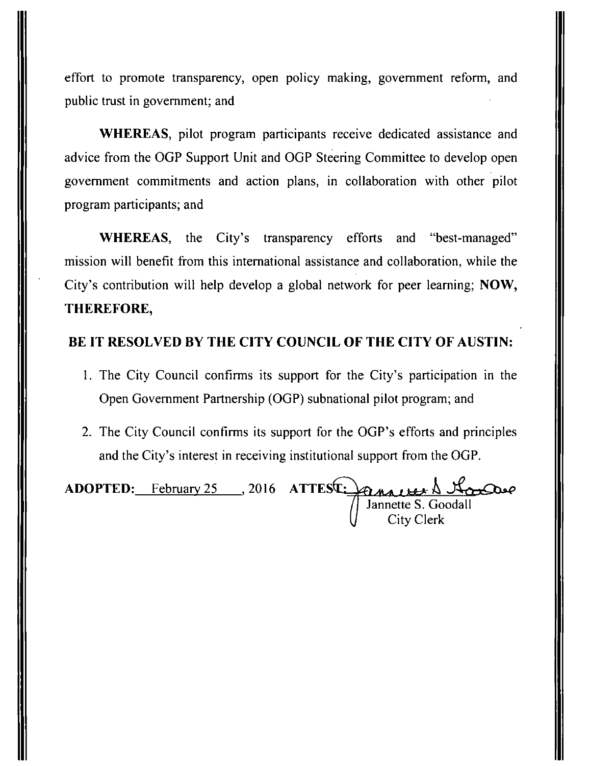effort to promote transparency, open policy making, government reform, and public trust in government; and

**WHEREAS**, pilot program participants receive dedicated assistance and advice from the OGP Support Unit and OGP Steering Committee to develop open government commitments and action plans, in collaboration with other pilot program participants; and

**WHEREAS**, the City's transparency efforts and "best-managed" mission will benefit from this international assistance and collaboration, while the City's contribution will help develop a global network for peer learning; **NOW, THEREFORE,**

**BE IT RESOLVED BY THE CITY COUNCIL OF THE CITY OF AUSTIN:**

1. The City Council confirms its support for the City's participation in the Open Government Partnership (OGP) subnational pilot program; and
2. The City Council confirms its support for the OGP's efforts and principles and the City's interest in receiving institutional support from the OGP.

**ADOPTED:** February 25, 2016 **ATTEST:** [signature]

Jannette S. Goodall
City Clerk